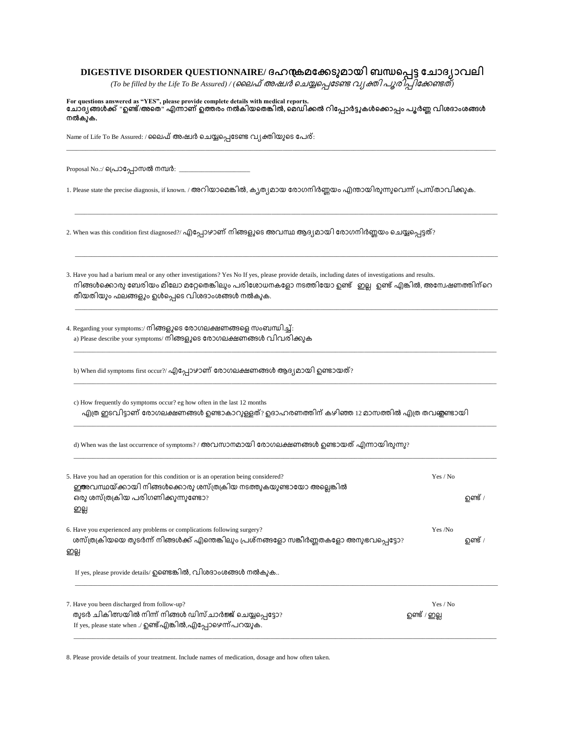# DIGESTIVE DISORDER QUESTIONNAIRE/ ദഹനക്കേടുമായി ബന്ധപ്പെട്ട ചോദ്യാവലി

*(To be filled by the Life To Be Assured) / (ലൈഫ് അഷ്വർ ചെയ്യപ്പെടേണ്ട വ്യക്തി പൂരിപ്പിക്കേണ്ടത്)*

**For questions answered as "YES", please provide complete details with medical reports.**
**ചോദ്യങ്ങൾക്ക് "ഉണ്ട്/അതെ" എന്നാണ് ഉത്തരം നൽകിയതെങ്കിൽ, മെഡിക്കൽ റിപ്പോർട്ടുകൾക്കൊപ്പം പൂർണ്ണ വിശദാംശങ്ങൾ നൽകുക.**

Name of Life To Be Assured: / ലൈഫ് അഷ്വർ ചെയ്യപ്പെടേണ്ട വ്യക്തിയുടെ പേര്:

______________________________________________

Proposal No.:/ പ്രൊപ്പോസൽ നമ്പർ: ____________________

1. Please state the precise diagnosis, if known. / അറിയാമെങ്കിൽ, കൃത്യമായ രോഗനിർണ്ണയം എന്തായിരുന്നുവെന്ന് പ്രസ്താവിക്കുക.

______________________________________________

2. When was this condition first diagnosed?/ എപ്പോഴാണ് നിങ്ങളുടെ അവസ്ഥ ആദ്യമായി രോഗനിർണ്ണയം ചെയ്യപ്പെട്ടത്?

______________________________________________

3. Have you had a barium meal or any other investigations? Yes No If yes, please provide details, including dates of investigations and results.
നിങ്ങൾക്കൊരു ബേരിയം മീലോ മറ്റേതെങ്കിലും പരിശോധനകളോ നടത്തിയോ ഉണ്ട് ഇല്ല ഉണ്ട് എങ്കിൽ, അന്വേഷണത്തിന്റെ തീയതിയും ഫലങ്ങളും ഉൾപ്പെടെ വിശദാംശങ്ങൾ നൽകുക.

______________________________________________

4. Regarding your symptoms:/ നിങ്ങളുടെ രോഗലക്ഷണങ്ങളെ സംബന്ധിച്ച്:

a) Please describe your symptoms/ നിങ്ങളുടെ രോഗലക്ഷണങ്ങൾ വിവരിക്കുക

______________________________________________

b) When did symptoms first occur?/ എപ്പോഴാണ് രോഗലക്ഷണങ്ങൾ ആദ്യമായി ഉണ്ടായത്?

______________________________________________

c) How frequently do symptoms occur? eg how often in the last 12 months
എത്ര ഇടവിട്ടാണ് രോഗലക്ഷണങ്ങൾ ഉണ്ടാകാറുള്ളത്? ഉദാഹരണത്തിന് കഴിഞ്ഞ 12 മാസത്തിൽ എത്ര തവണയുണ്ടായി

______________________________________________

d) When was the last occurrence of symptoms? / അവസാനമായി രോഗലക്ഷണങ്ങൾ ഉണ്ടായത് എന്നായിരുന്നു?

______________________________________________

5. Have you had an operation for this condition or is an operation being considered? Yes / No
ഈ അവസ്ഥയ്ക്കായി നിങ്ങൾക്കൊരു ശസ്ത്രക്രിയ നടത്തുകയുണ്ടായോ അല്ലെങ്കിൽ ഒരു ശസ്ത്രക്രിയ പരിഗണിക്കുന്നുണ്ടോ? ഉണ്ട് / ഇല്ല

6. Have you experienced any problems or complications following surgery? Yes /No
ശസ്ത്രക്രിയയെ തുടർന്ന് നിങ്ങൾക്ക് എന്തെങ്കിലും പ്രശ്നങ്ങളോ സങ്കീർണ്ണതകളോ അനുഭവപ്പെട്ടോ? ഉണ്ട് / ഇല്ല

If yes, please provide details/ ഉണ്ടെങ്കിൽ, വിശദാംശങ്ങൾ നൽകുക..

______________________________________________

7. Have you been discharged from follow-up? Yes / No
തുടർ ചികിത്സയിൽ നിന്ന് നിങ്ങൾ ഡിസ്ചാർജ്ജ് ചെയ്യപ്പെട്ടോ? ഉണ്ട് / ഇല്ല
If yes, please state when ./ ഉണ്ട് എങ്കിൽ,എപ്പോഴെന്ന് പറയുക.

______________________________________________

8. Please provide details of your treatment. Include names of medication, dosage and how often taken.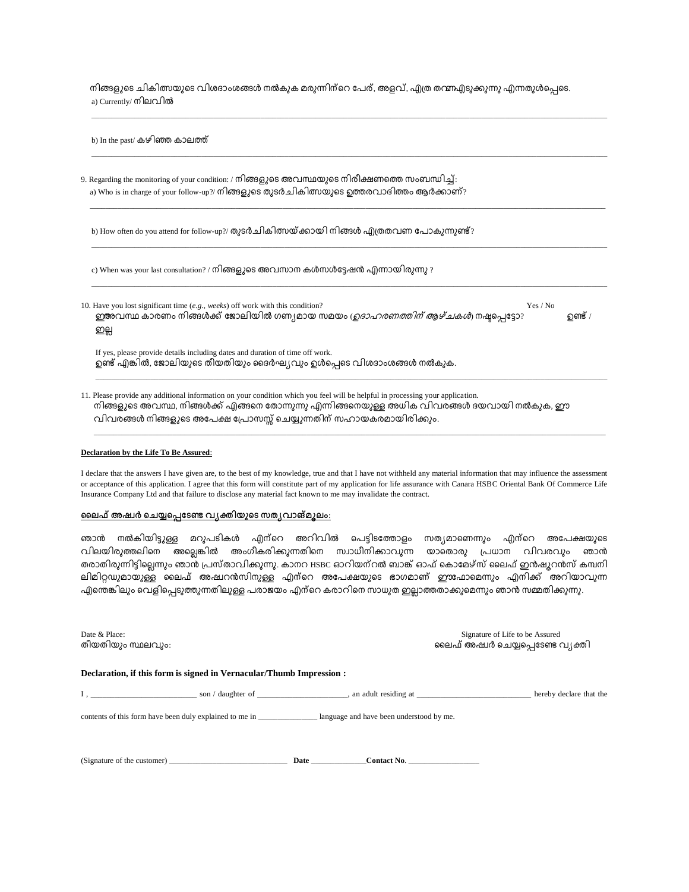നിങ്ങളുടെ ചികിത്സയുടെ വിശദാംശങ്ങൾ നൽകുക മരുന്നിന്റെ പേര്, അളവ്, എത്ര തവണഎടുക്കുന്നു എന്നതുൾപ്പെടെ.

a) Currently/ നിലവിൽ

______________________________________________________________________________________________

b) In the past/ കഴിഞ്ഞ കാലത്ത്

______________________________________________________________________________________________

9. Regarding the monitoring of your condition: / നിങ്ങളുടെ അവസ്ഥയുടെ നിരീക്ഷണത്തെ സംബന്ധിച്ച്:

a) Who is in charge of your follow-up?/ നിങ്ങളുടെ തുടർചികിത്സയുടെ ഉത്തരവാദിത്തം ആർക്കാണ്?

______________________________________________________________________________________________

b) How often do you attend for follow-up?/ തുടർചികിത്സയ്ക്കായി നിങ്ങൾ എത്രതവണ പോകുന്നുണ്ട്?

______________________________________________________________________________________________

c) When was your last consultation? / നിങ്ങളുടെ അവസാന കൾസൾട്ടേഷൻ എന്നായിരുന്നു ?

______________________________________________________________________________________________

10. Have you lost significant time (*e.g., weeks*) off work with this condition? Yes / No

ഇഅവസ്ഥ കാരണം നിങ്ങൾക്ക് ജോലിയിൽ ഗണ്യമായ സമയം (*ഉദാഹരണത്തിന് ആഴ്ചകൾ*) നഷ്ടപ്പെട്ടോ? ഉണ്ട് / ഇല്ല

If yes, please provide details including dates and duration of time off work.

ഉണ്ട് എങ്കിൽ, ജോലിയുടെ തീയതിയും ദൈർഘ്യവും ഉൾപ്പെടെ വിശദാംശങ്ങൾ നൽകുക.

______________________________________________________________________________________________

11. Please provide any additional information on your condition which you feel will be helpful in processing your application.

നിങ്ങളുടെ അവസ്ഥ, നിങ്ങൾക്ക് എങ്ങനെ തോന്നുന്നു എന്നിങ്ങനെയുള്ള അധിക വിവരങ്ങൾ ദയവായി നൽകുക, ഈ വിവരങ്ങൾ നിങ്ങളുടെ അപേക്ഷ പ്രോസസ്സ് ചെയ്യുന്നതിന് സഹായകരമായിരിക്കും.

______________________________________________________________________________________________

**Declaration by the Life To Be Assured**:

I declare that the answers I have given are, to the best of my knowledge, true and that I have not withheld any material information that may influence the assessment or acceptance of this application. I agree that this form will constitute part of my application for life assurance with Canara HSBC Oriental Bank Of Commerce Life Insurance Company Ltd and that failure to disclose any material fact known to me may invalidate the contract.

**ലൈഫ് അഷ്വർ ചെയ്യപ്പെടേണ്ട വ്യക്തിയുടെ സത്യവാങ്മൂലം:**

ഞാൻ നൽകിയിട്ടുള്ള മറുപടികൾ എന്റെ അറിവിൽ പെട്ടിടത്തോളം സത്യമാണെന്നും എന്റെ അപേക്ഷയുടെ വിലയിരുത്തലിനെ അല്ലെങ്കിൽ അംഗീകരിക്കുന്നതിനെ സ്വാധീനിക്കാവുന്ന യാതൊരു പ്രധാന വിവരവും ഞാൻ തരാതിരുന്നിട്ടില്ലെന്നും ഞാൻ പ്രസ്താവിക്കുന്നു. കാനറ HSBC ഓറിയന്റൽ ബാങ്ക് ഓഫ് കൊമേഴ്സ് ലൈഫ് ഇൻഷ്വറൻസ് കമ്പനി ലിമിറ്റഡുമായുള്ള ലൈഫ് അഷ്വറൻസിനുള്ള എന്റെ അപേക്ഷയുടെ ഭാഗമാണ് ഈഫോമെന്നും എനിക്ക് അറിയാവുന്ന എന്തെങ്കിലും വെളിപ്പെടുത്തുന്നതിലുള്ള പരാജയം എന്റെ കരാറിനെ സാധുത ഇല്ലാത്തതാക്കുമെന്നും ഞാൻ സമ്മതിക്കുന്നു.

Date & Place:
തീയതിയും സ്ഥലവും:

Signature of Life to be Assured
ലൈഫ് അഷ്വർ ചെയ്യപ്പെടേണ്ട വ്യക്തി

**Declaration, if this form is signed in Vernacular/Thumb Impression :**

I , __________________________ son / daughter of ______________________, an adult residing at ____________________________ hereby declare that the contents of this form have been duly explained to me in _______________ language and have been understood by me.

(Signature of the customer) ______________________________ **Date** ______________**Contact No**. __________________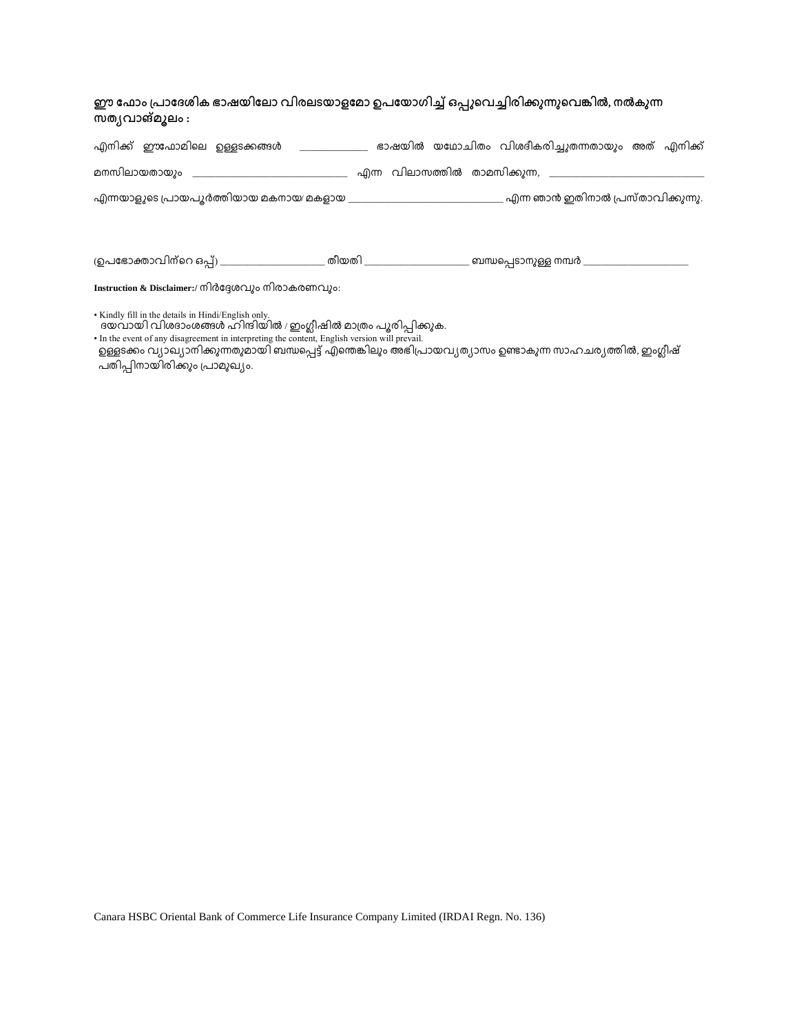**ഈ ഫോം പ്രാദേശിക ഭാഷയിലോ വിരലടയാളമോ ഉപയോഗിച്ച് ഒപ്പുവെച്ചിരിക്കുന്നുവെങ്കിൽ, നൽകുന്ന സത്യവാങ്മൂലം :**

എനിക്ക് ഈഫോമിലെ ഉള്ളടക്കങ്ങൾ \_\_\_\_\_\_\_\_\_\_\_\_ ഭാഷയിൽ യഥോചിതം വിശദീകരിച്ചുതന്നതായും അത് എനിക്ക് മനസിലായതായും \_\_\_\_\_\_\_\_\_\_\_\_\_\_\_\_\_\_\_\_\_\_\_\_\_\_\_ എന്ന വിലാസത്തിൽ താമസിക്കുന്ന, \_\_\_\_\_\_\_\_\_\_\_\_\_\_\_\_\_\_\_\_\_\_\_\_\_\_\_ എന്നയാളുടെ പ്രായപൂർത്തിയായ മകനായ/ മകളായ \_\_\_\_\_\_\_\_\_\_\_\_\_\_\_\_\_\_\_\_\_\_\_\_\_\_\_ എന്ന ഞാൻ ഇതിനാൽ പ്രസ്താവിക്കുന്നു.

(ഉപഭോക്താവിന്റെ ഒപ്പ്) \_\_\_\_\_\_\_\_\_\_\_\_\_\_\_\_\_\_\_ തീയതി \_\_\_\_\_\_\_\_\_\_\_\_\_\_\_\_\_\_\_ ബന്ധപ്പെടാനുള്ള നമ്പർ \_\_\_\_\_\_\_\_\_\_\_\_\_\_\_\_\_\_\_

**Instruction & Disclaimer:/** നിർദ്ദേശവും നിരാകരണവും:

- Kindly fill in the details in Hindi/English only.
  ദയവായി വിശദാംശങ്ങൾ ഹിന്ദിയിൽ / ഇംഗ്ലീഷിൽ മാത്രം പൂരിപ്പിക്കുക.
- In the event of any disagreement in interpreting the content, English version will prevail.
  ഉള്ളടക്കം വ്യാഖ്യാനിക്കുന്നതുമായി ബന്ധപ്പെട്ട് എന്തെങ്കിലും അഭിപ്രായവ്യത്യാസം ഉണ്ടാകുന്ന സാഹചര്യത്തിൽ, ഇംഗ്ലീഷ് പതിപ്പിനായിരിക്കും പ്രാമുഖ്യം.

Canara HSBC Oriental Bank of Commerce Life Insurance Company Limited (IRDAI Regn. No. 136)